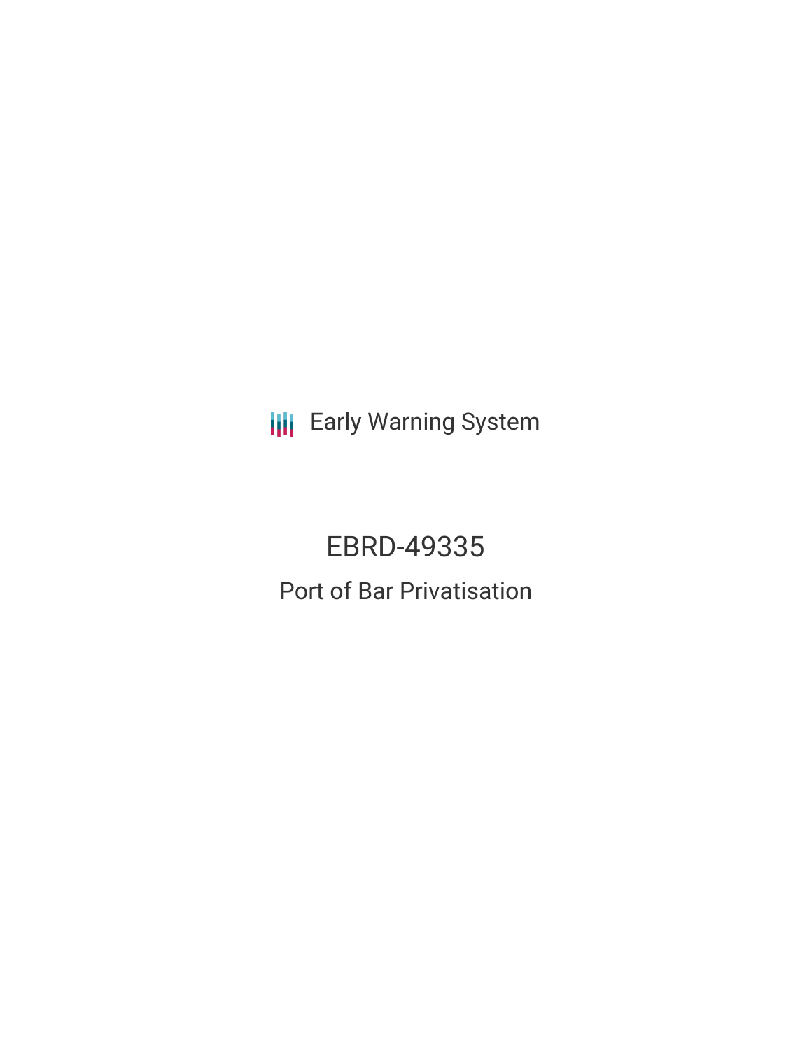Early Warning System

# EBRD-49335

## Port of Bar Privatisation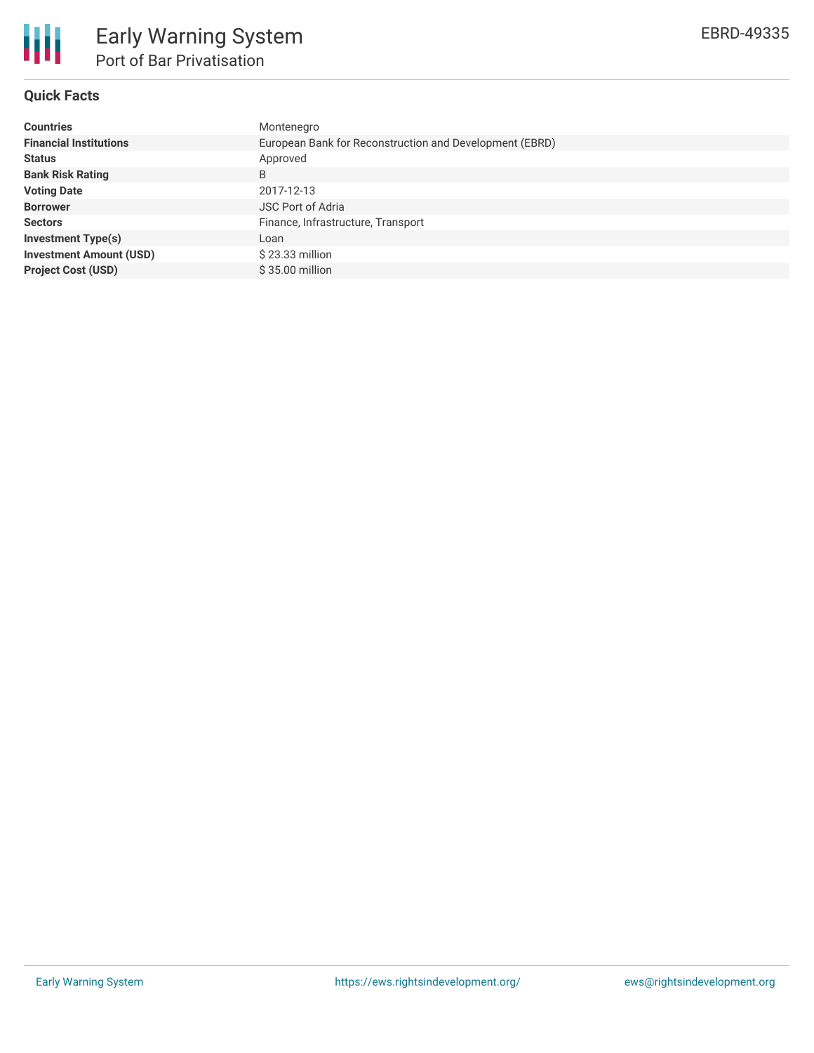# Early Warning System

## Port of Bar Privatisation

EBRD-49335

### Quick Facts

| | |
|---|---|
| **Countries** | Montenegro |
| **Financial Institutions** | European Bank for Reconstruction and Development (EBRD) |
| **Status** | Approved |
| **Bank Risk Rating** | B |
| **Voting Date** | 2017-12-13 |
| **Borrower** | JSC Port of Adria |
| **Sectors** | Finance, Infrastructure, Transport |
| **Investment Type(s)** | Loan |
| **Investment Amount (USD)** | $ 23.33 million |
| **Project Cost (USD)** | $ 35.00 million |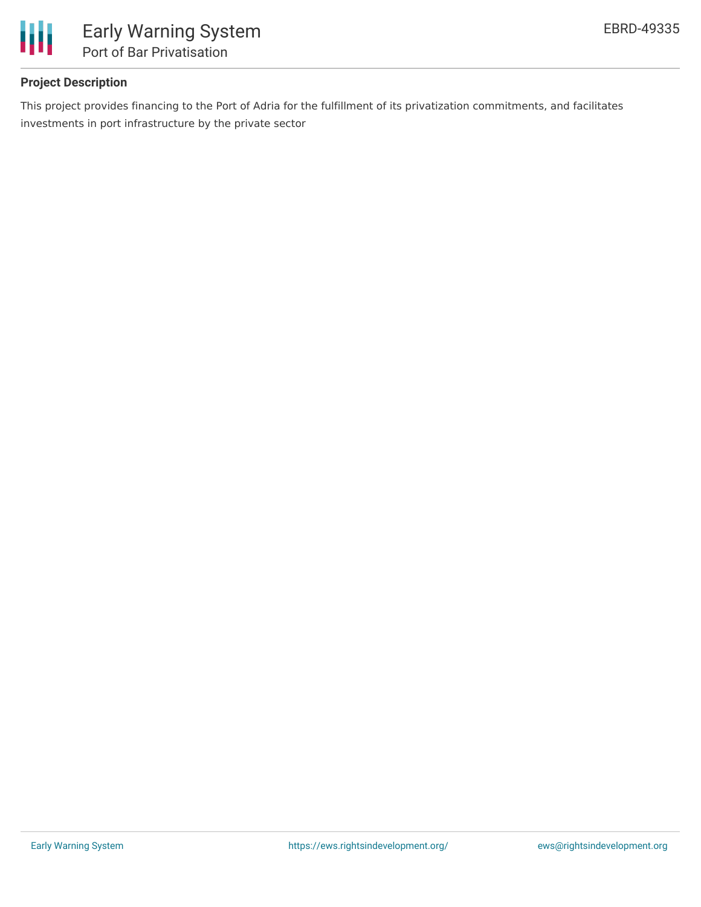## Project Description

This project provides financing to the Port of Adria for the fulfillment of its privatization commitments, and facilitates investments in port infrastructure by the private sector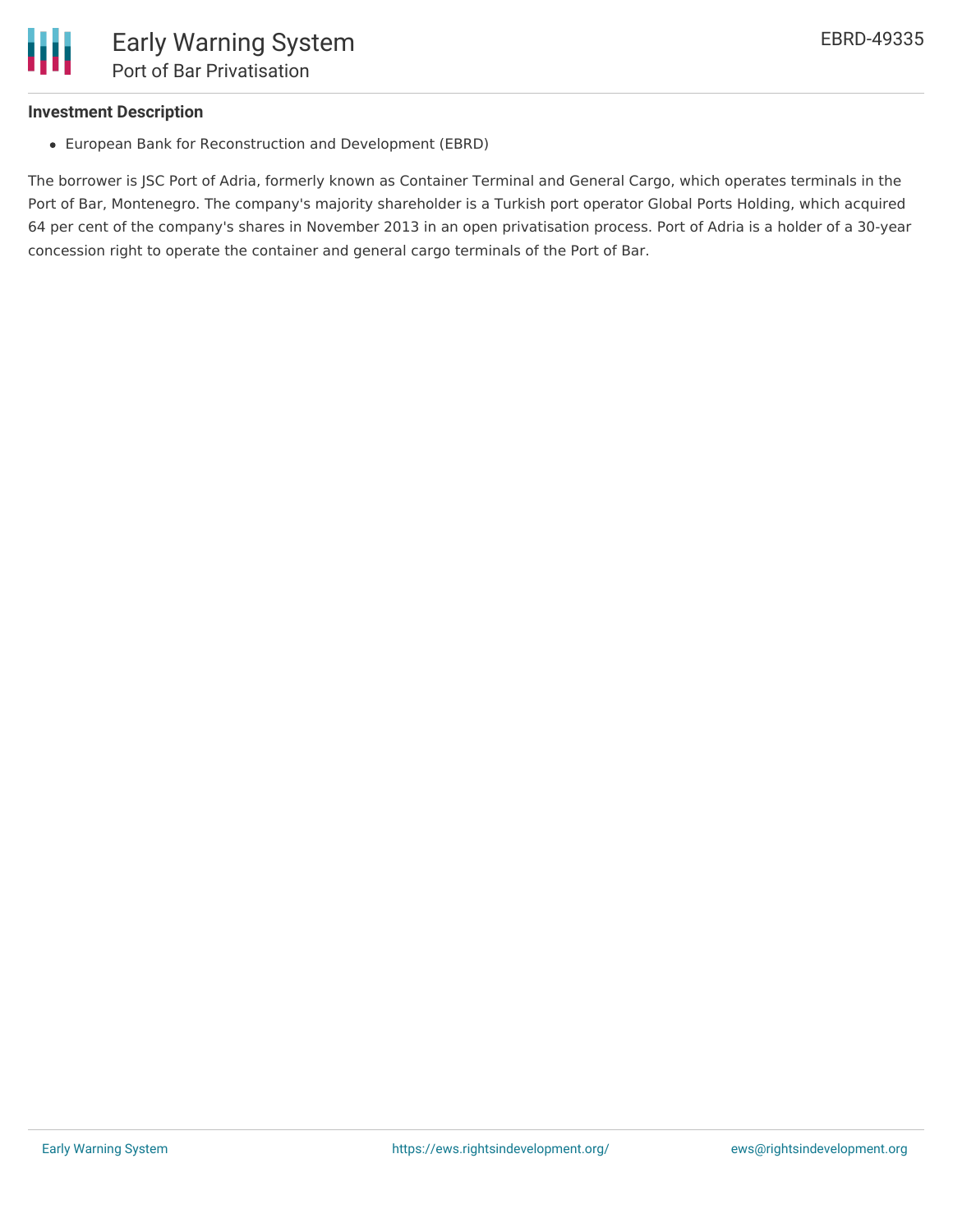## Investment Description

- European Bank for Reconstruction and Development (EBRD)

The borrower is JSC Port of Adria, formerly known as Container Terminal and General Cargo, which operates terminals in the Port of Bar, Montenegro. The company's majority shareholder is a Turkish port operator Global Ports Holding, which acquired 64 per cent of the company's shares in November 2013 in an open privatisation process. Port of Adria is a holder of a 30-year concession right to operate the container and general cargo terminals of the Port of Bar.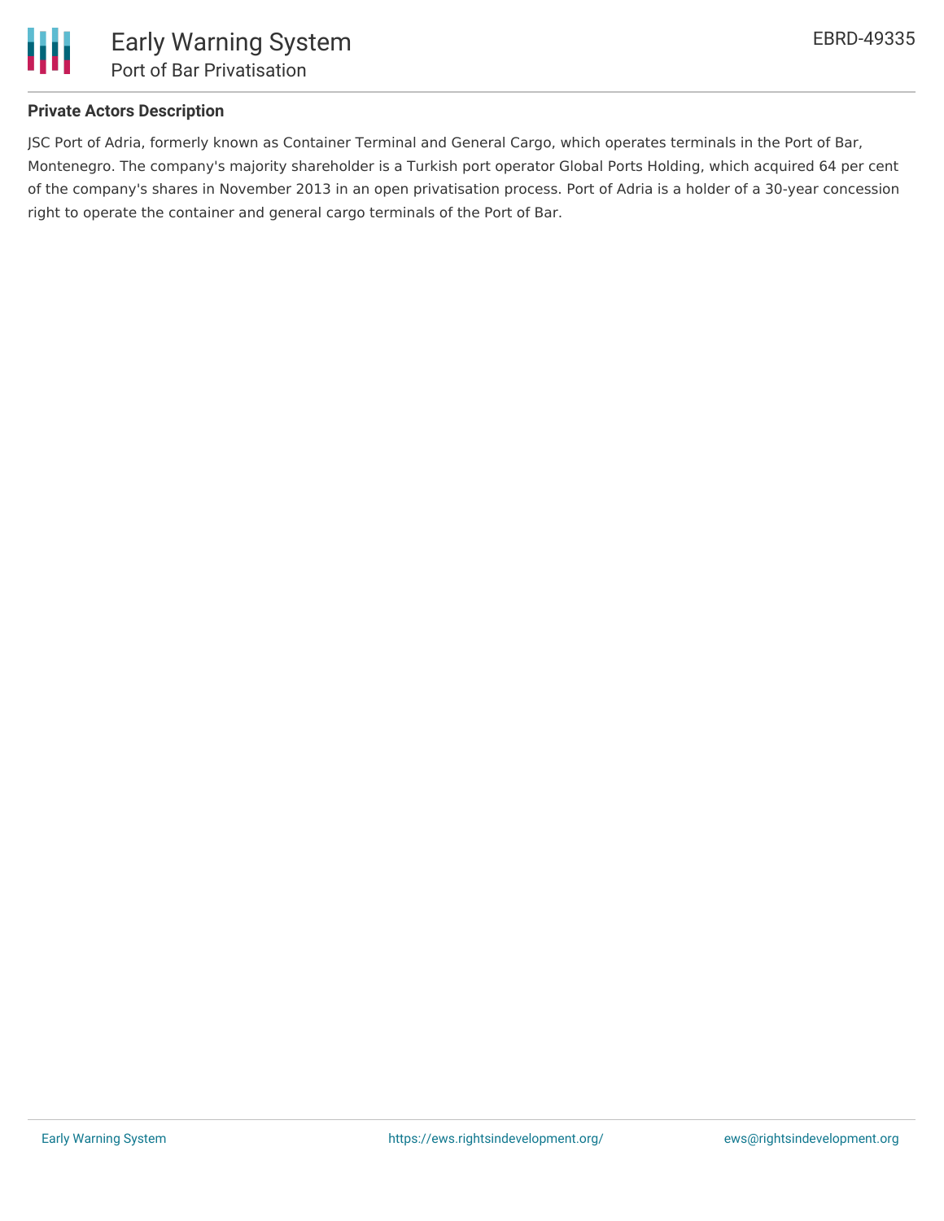### Private Actors Description

JSC Port of Adria, formerly known as Container Terminal and General Cargo, which operates terminals in the Port of Bar, Montenegro. The company's majority shareholder is a Turkish port operator Global Ports Holding, which acquired 64 per cent of the company's shares in November 2013 in an open privatisation process. Port of Adria is a holder of a 30-year concession right to operate the container and general cargo terminals of the Port of Bar.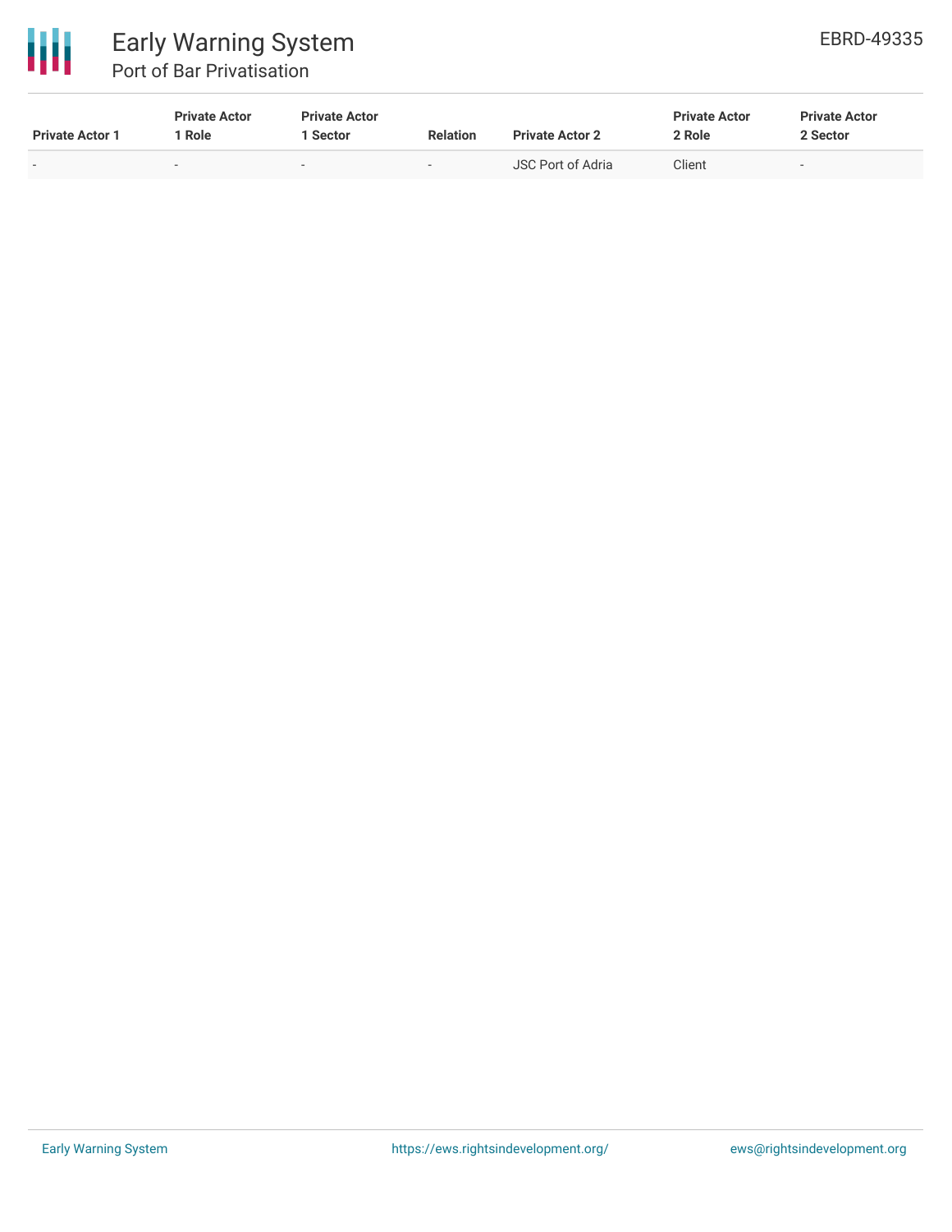| Private Actor 1 | Private Actor 1 Role | Private Actor 1 Sector | Relation | Private Actor 2 | Private Actor 2 Role | Private Actor 2 Sector |
| --- | --- | --- | --- | --- | --- | --- |
| - | - | - | - | JSC Port of Adria | Client | - |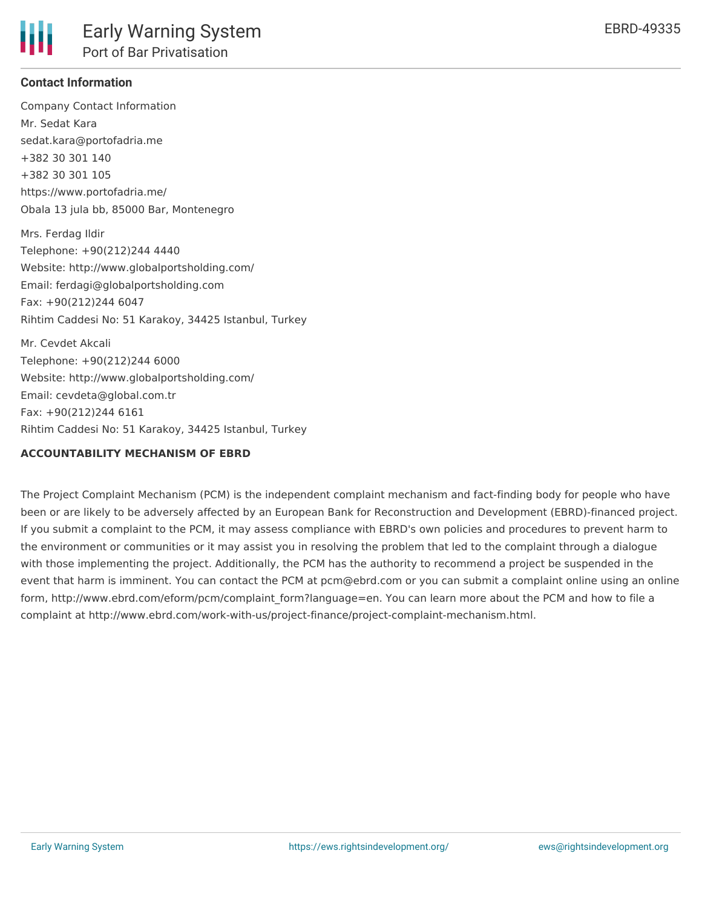## Contact Information

Company Contact Information
Mr. Sedat Kara
sedat.kara@portofadria.me
+382 30 301 140
+382 30 301 105
https://www.portofadria.me/
Obala 13 jula bb, 85000 Bar, Montenegro

Mrs. Ferdag Ildir
Telephone: +90(212)244 4440
Website: http://www.globalportsholding.com/
Email: ferdagi@globalportsholding.com
Fax: +90(212)244 6047
Rihtim Caddesi No: 51 Karakoy, 34425 Istanbul, Turkey

Mr. Cevdet Akcali
Telephone: +90(212)244 6000
Website: http://www.globalportsholding.com/
Email: cevdeta@global.com.tr
Fax: +90(212)244 6161
Rihtim Caddesi No: 51 Karakoy, 34425 Istanbul, Turkey

**ACCOUNTABILITY MECHANISM OF EBRD**

The Project Complaint Mechanism (PCM) is the independent complaint mechanism and fact-finding body for people who have been or are likely to be adversely affected by an European Bank for Reconstruction and Development (EBRD)-financed project. If you submit a complaint to the PCM, it may assess compliance with EBRD's own policies and procedures to prevent harm to the environment or communities or it may assist you in resolving the problem that led to the complaint through a dialogue with those implementing the project. Additionally, the PCM has the authority to recommend a project be suspended in the event that harm is imminent. You can contact the PCM at pcm@ebrd.com or you can submit a complaint online using an online form, http://www.ebrd.com/eform/pcm/complaint_form?language=en. You can learn more about the PCM and how to file a complaint at http://www.ebrd.com/work-with-us/project-finance/project-complaint-mechanism.html.